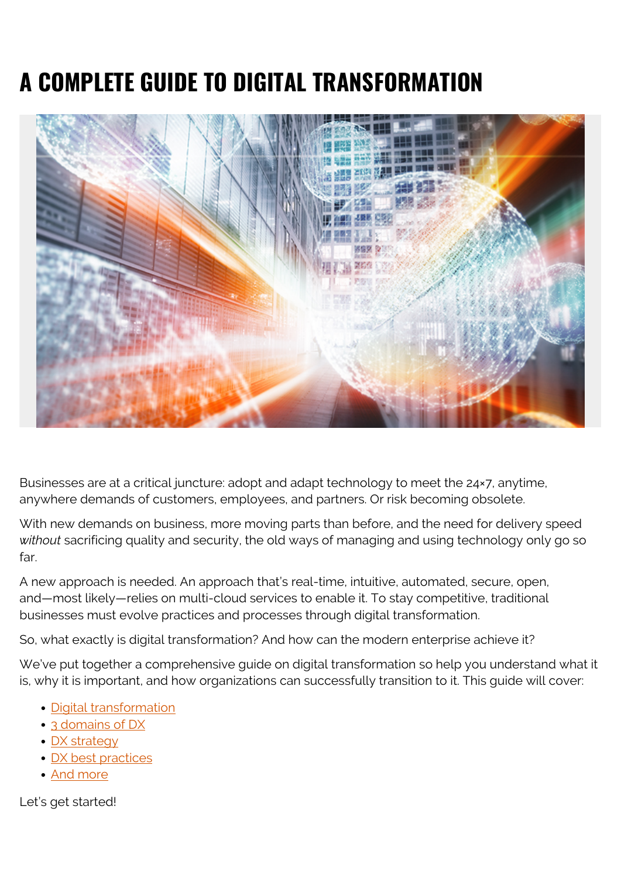# A COMPLETE GUIDE TO DIGITAL TRANSFORMATION

Businesses are at a critical juncture: adopt and adapt technology to meet the 24×7, anytime, anywhere demands of customers, employees, and partners. Or risk becoming obsolete.

With new demands on business, more moving parts than before, and the need for delivery speed *without* sacrificing quality and security, the old ways of managing and using technology only go so far.

A new approach is needed. An approach that's real-time, intuitive, automated, secure, open, and—most likely—relies on multi-cloud services to enable it. To stay competitive, traditional businesses must evolve practices and processes through digital transformation.

So, what exactly is digital transformation? And how can the modern enterprise achieve it?

We've put together a comprehensive guide on digital transformation so help you understand what it is, why it is important, and how organizations can successfully transition to it. This guide will cover:

- Digital transformation
- 3 domains of DX
- DX strategy
- DX best practices
- And more

Let's get started!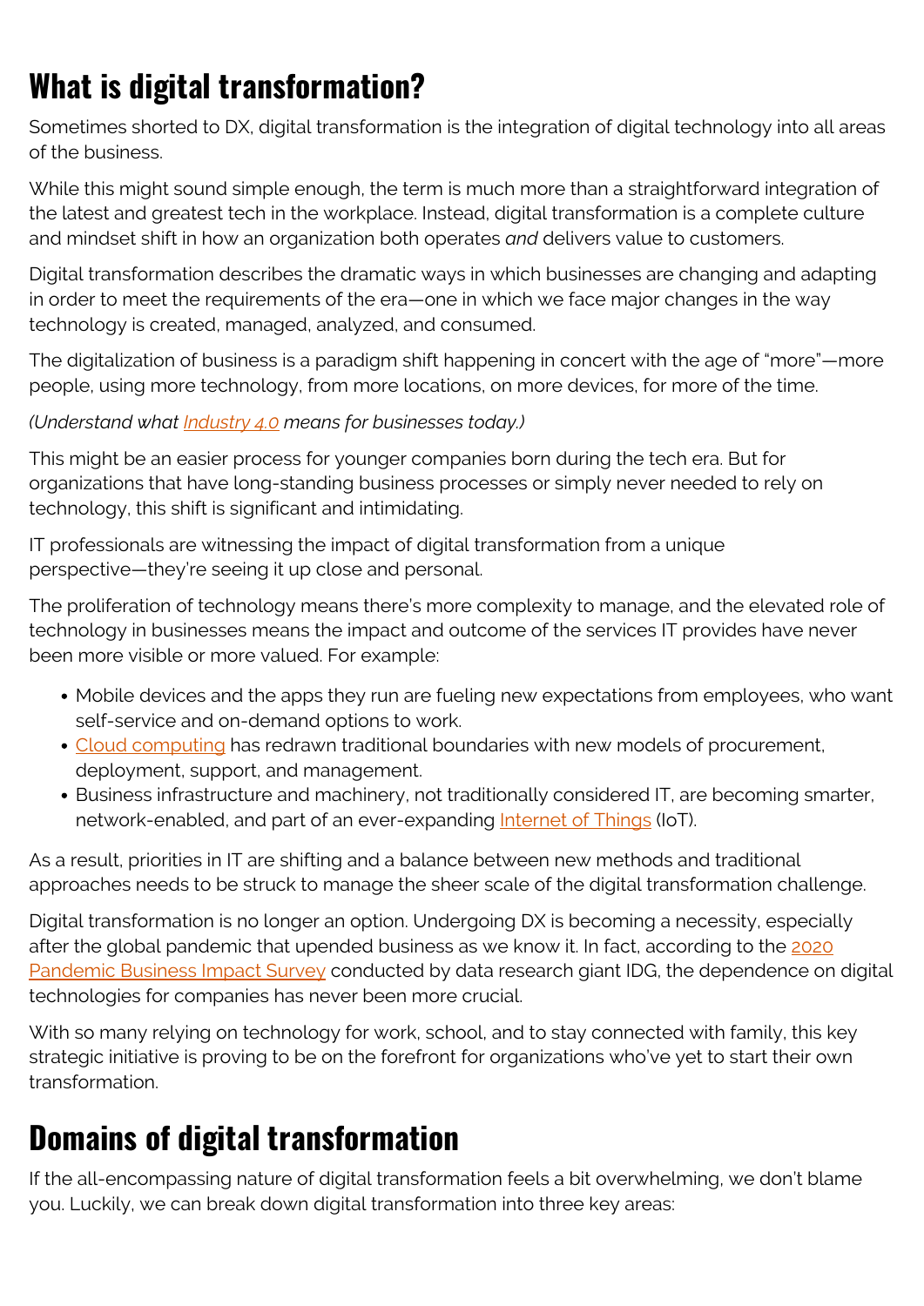## What is digital transformation?

Sometimes shorted to DX, digital transformation is the integration of digital technology into all areas of the business.

While this might sound simple enough, the term is much more than a straightforward integration of the latest and greatest tech in the workplace. Instead, digital transformation is a complete culture and mindset shift in how an organization both operates *and* delivers value to customers.

Digital transformation describes the dramatic ways in which businesses are changing and adapting in order to meet the requirements of the era—one in which we face major changes in the way technology is created, managed, analyzed, and consumed.

The digitalization of business is a paradigm shift happening in concert with the age of "more"—more people, using more technology, from more locations, on more devices, for more of the time.

*(Understand what Industry 4.0 means for businesses today.)*

This might be an easier process for younger companies born during the tech era. But for organizations that have long-standing business processes or simply never needed to rely on technology, this shift is significant and intimidating.

IT professionals are witnessing the impact of digital transformation from a unique perspective—they're seeing it up close and personal.

The proliferation of technology means there's more complexity to manage, and the elevated role of technology in businesses means the impact and outcome of the services IT provides have never been more visible or more valued. For example:

- Mobile devices and the apps they run are fueling new expectations from employees, who want self-service and on-demand options to work.
- Cloud computing has redrawn traditional boundaries with new models of procurement, deployment, support, and management.
- Business infrastructure and machinery, not traditionally considered IT, are becoming smarter, network-enabled, and part of an ever-expanding Internet of Things (IoT).

As a result, priorities in IT are shifting and a balance between new methods and traditional approaches needs to be struck to manage the sheer scale of the digital transformation challenge.

Digital transformation is no longer an option. Undergoing DX is becoming a necessity, especially after the global pandemic that upended business as we know it. In fact, according to the 2020 Pandemic Business Impact Survey conducted by data research giant IDG, the dependence on digital technologies for companies has never been more crucial.

With so many relying on technology for work, school, and to stay connected with family, this key strategic initiative is proving to be on the forefront for organizations who've yet to start their own transformation.

## Domains of digital transformation

If the all-encompassing nature of digital transformation feels a bit overwhelming, we don't blame you. Luckily, we can break down digital transformation into three key areas: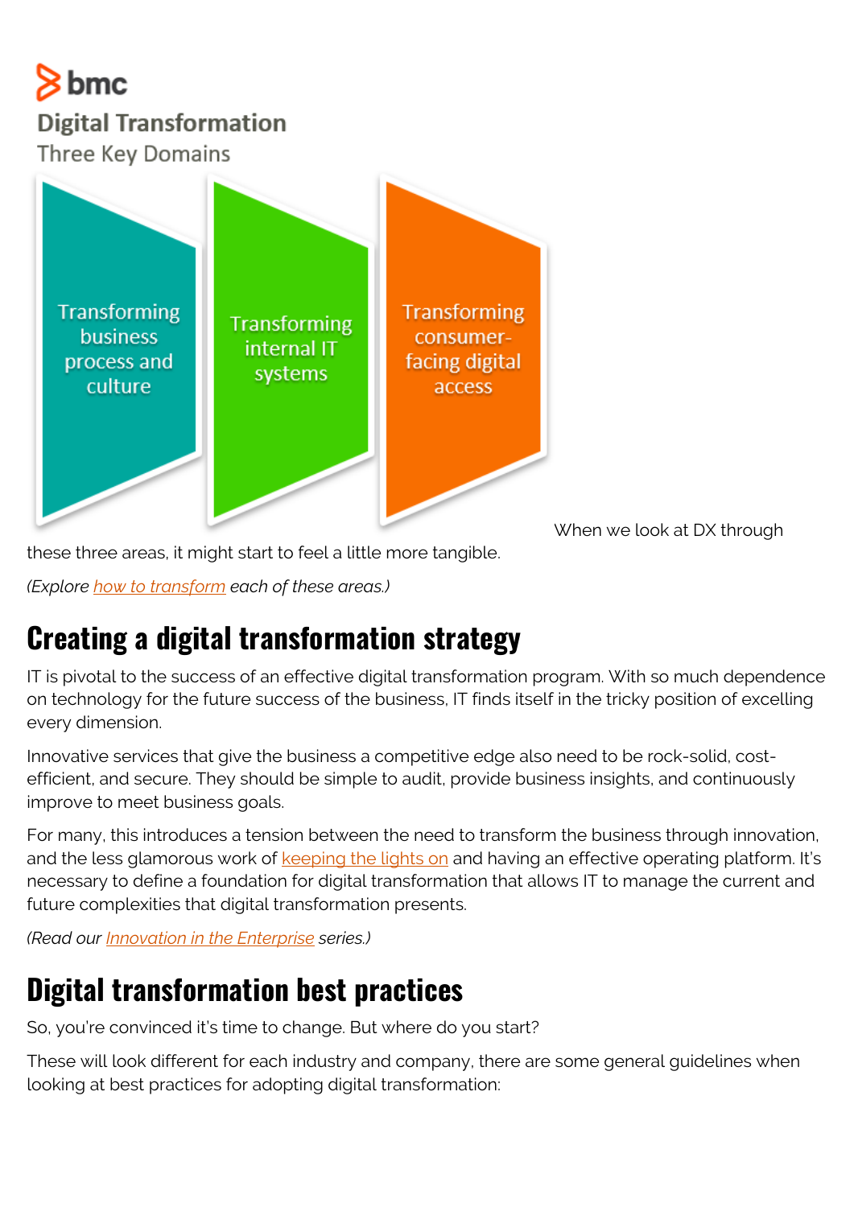**Digital Transformation**

Three Key Domains

Transforming business process and culture

Transforming internal IT systems

Transforming consumer-facing digital access

When we look at DX through these three areas, it might start to feel a little more tangible.

*(Explore how to transform each of these areas.)*

## Creating a digital transformation strategy

IT is pivotal to the success of an effective digital transformation program. With so much dependence on technology for the future success of the business, IT finds itself in the tricky position of excelling every dimension.

Innovative services that give the business a competitive edge also need to be rock-solid, cost-efficient, and secure. They should be simple to audit, provide business insights, and continuously improve to meet business goals.

For many, this introduces a tension between the need to transform the business through innovation, and the less glamorous work of keeping the lights on and having an effective operating platform. It's necessary to define a foundation for digital transformation that allows IT to manage the current and future complexities that digital transformation presents.

*(Read our Innovation in the Enterprise series.)*

## Digital transformation best practices

So, you're convinced it's time to change. But where do you start?

These will look different for each industry and company, there are some general guidelines when looking at best practices for adopting digital transformation: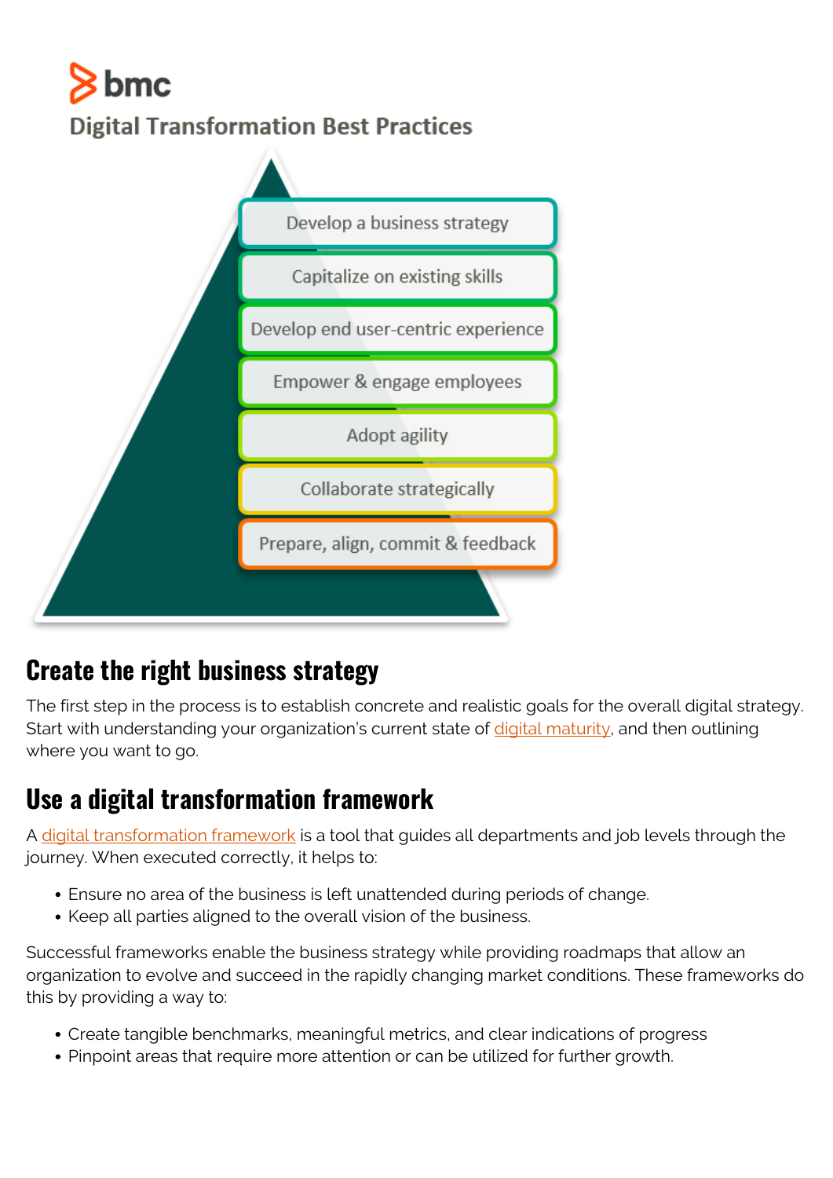bmc

Digital Transformation Best Practices

- Develop a business strategy
- Capitalize on existing skills
- Develop end user-centric experience
- Empower & engage employees
- Adopt agility
- Collaborate strategically
- Prepare, align, commit & feedback

## Create the right business strategy

The first step in the process is to establish concrete and realistic goals for the overall digital strategy. Start with understanding your organization's current state of digital maturity, and then outlining where you want to go.

## Use a digital transformation framework

A digital transformation framework is a tool that guides all departments and job levels through the journey. When executed correctly, it helps to:

- Ensure no area of the business is left unattended during periods of change.
- Keep all parties aligned to the overall vision of the business.

Successful frameworks enable the business strategy while providing roadmaps that allow an organization to evolve and succeed in the rapidly changing market conditions. These frameworks do this by providing a way to:

- Create tangible benchmarks, meaningful metrics, and clear indications of progress
- Pinpoint areas that require more attention or can be utilized for further growth.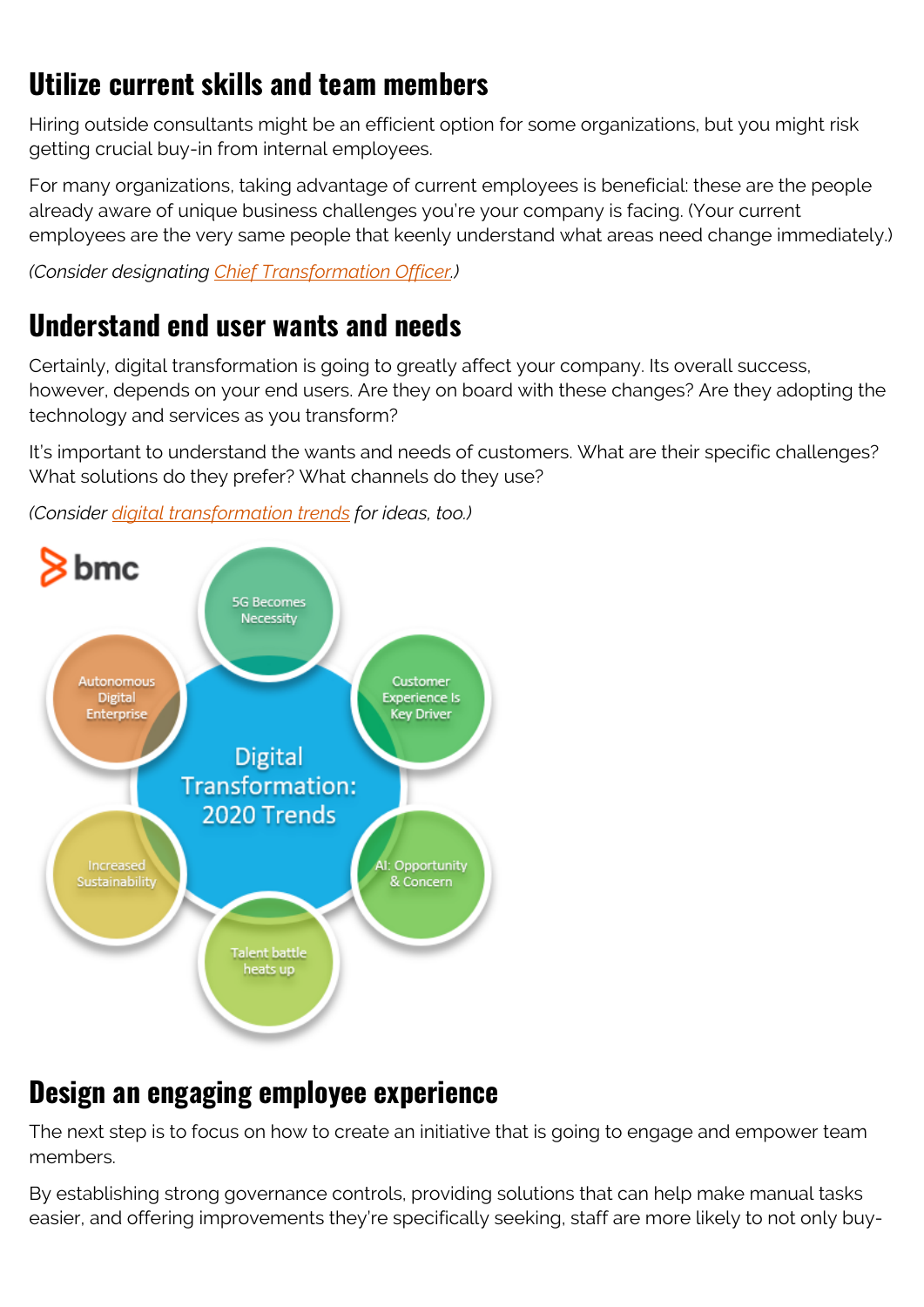## Utilize current skills and team members

Hiring outside consultants might be an efficient option for some organizations, but you might risk getting crucial buy-in from internal employees.

For many organizations, taking advantage of current employees is beneficial: these are the people already aware of unique business challenges you're your company is facing. (Your current employees are the very same people that keenly understand what areas need change immediately.)

*(Consider designating Chief Transformation Officer.)*

## Understand end user wants and needs

Certainly, digital transformation is going to greatly affect your company. Its overall success, however, depends on your end users. Are they on board with these changes? Are they adopting the technology and services as you transform?

It's important to understand the wants and needs of customers. What are their specific challenges? What solutions do they prefer? What channels do they use?

*(Consider digital transformation trends for ideas, too.)*

bmc

Digital Transformation: 2020 Trends

- 5G Becomes Necessity
- Customer Experience Is Key Driver
- AI: Opportunity & Concern
- Talent battle heats up
- Increased Sustainability
- Autonomous Digital Enterprise

## Design an engaging employee experience

The next step is to focus on how to create an initiative that is going to engage and empower team members.

By establishing strong governance controls, providing solutions that can help make manual tasks easier, and offering improvements they're specifically seeking, staff are more likely to not only buy-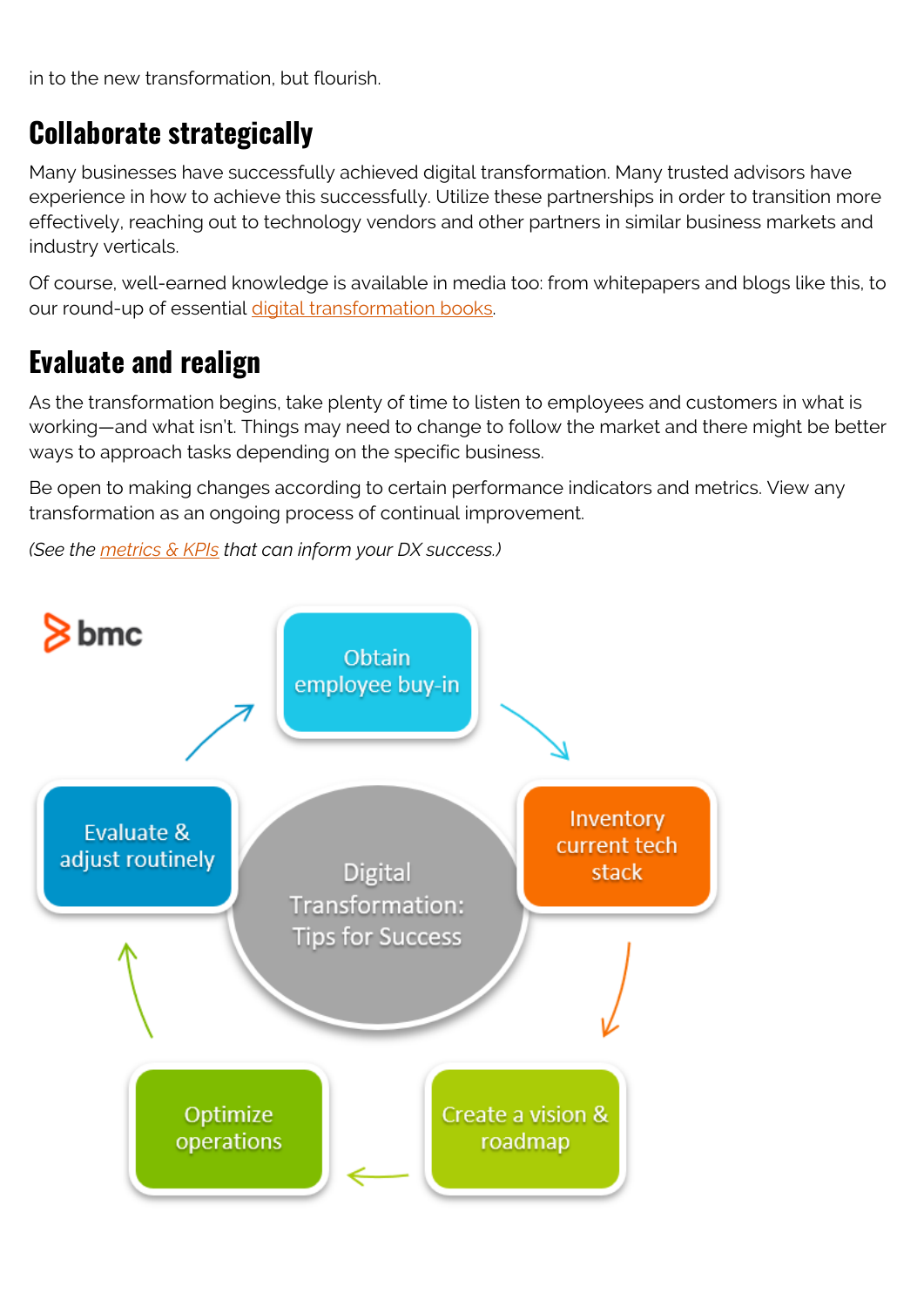in to the new transformation, but flourish.

## Collaborate strategically

Many businesses have successfully achieved digital transformation. Many trusted advisors have experience in how to achieve this successfully. Utilize these partnerships in order to transition more effectively, reaching out to technology vendors and other partners in similar business markets and industry verticals.

Of course, well-earned knowledge is available in media too: from whitepapers and blogs like this, to our round-up of essential digital transformation books.

## Evaluate and realign

As the transformation begins, take plenty of time to listen to employees and customers in what is working—and what isn't. Things may need to change to follow the market and there might be better ways to approach tasks depending on the specific business.

Be open to making changes according to certain performance indicators and metrics. View any transformation as an ongoing process of continual improvement.

*(See the metrics & KPIs that can inform your DX success.)*

bmc

Digital Transformation: Tips for Success

- Obtain employee buy-in
- Inventory current tech stack
- Create a vision & roadmap
- Optimize operations
- Evaluate & adjust routinely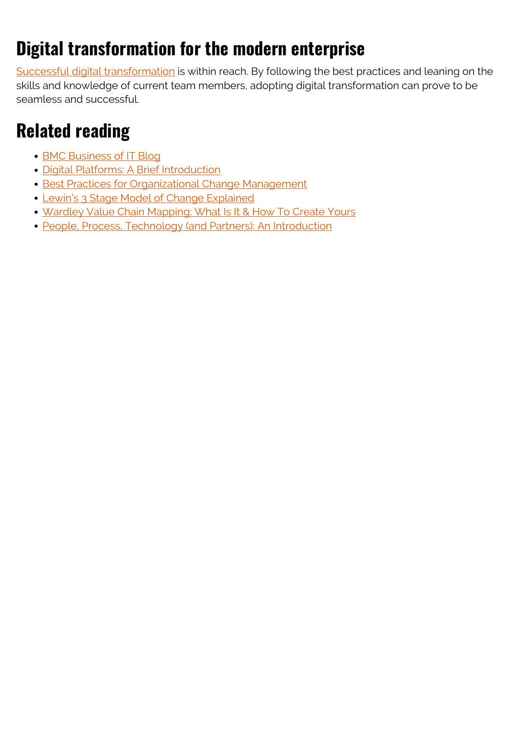## Digital transformation for the modern enterprise

Successful digital transformation is within reach. By following the best practices and leaning on the skills and knowledge of current team members, adopting digital transformation can prove to be seamless and successful.

## Related reading

- BMC Business of IT Blog
- Digital Platforms: A Brief Introduction
- Best Practices for Organizational Change Management
- Lewin's 3 Stage Model of Change Explained
- Wardley Value Chain Mapping: What Is It & How To Create Yours
- People, Process, Technology (and Partners): An Introduction